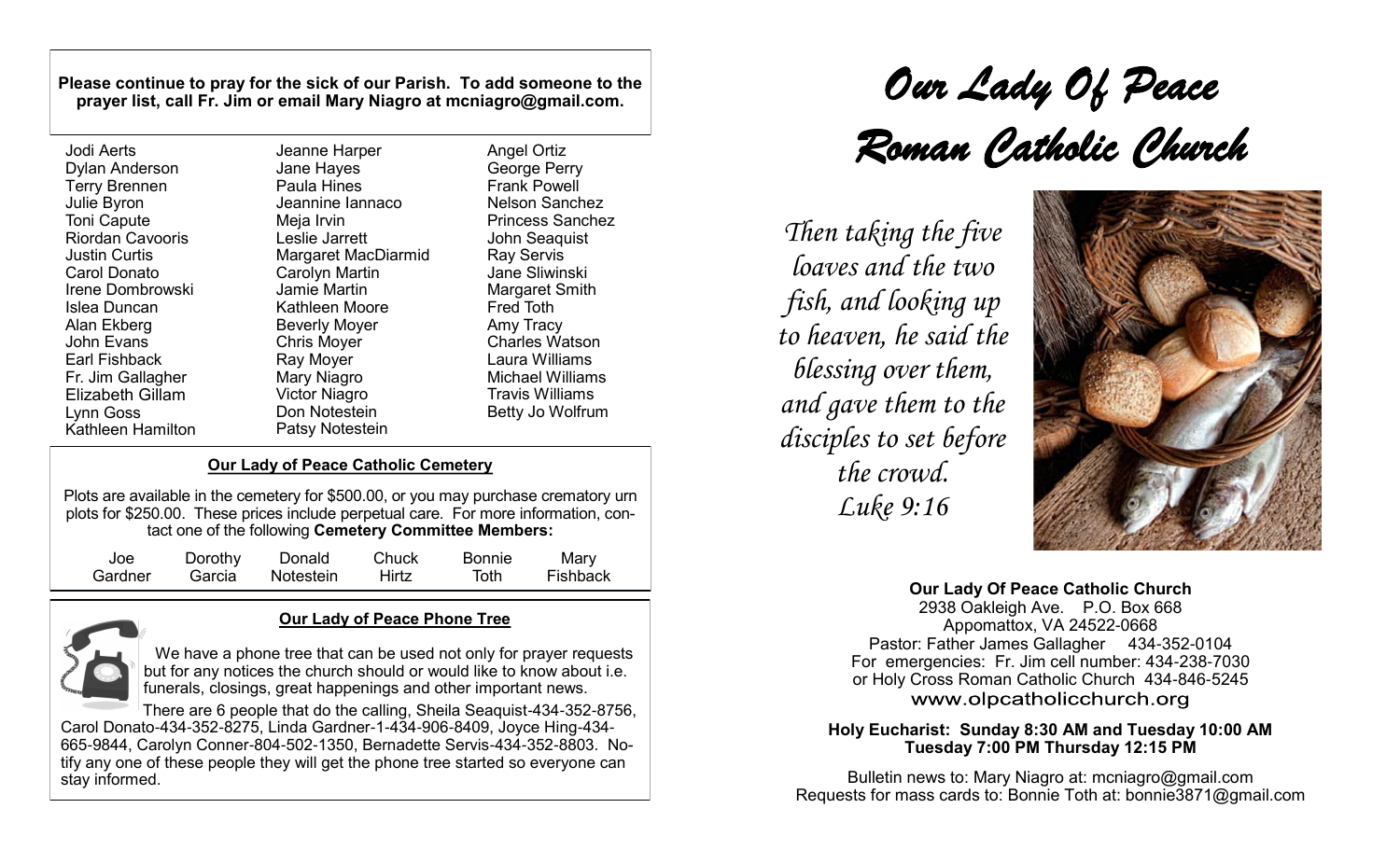**Please continue to pray for the sick of our Parish. To add someone to the prayer list, call Fr. Jim or email Mary Niagro at mcniagro@gmail.com.**

Jodi Aerts
Dylan Anderson
Terry Brennen
Julie Byron
Toni Capute
Riordan Cavooris
Justin Curtis
Carol Donato
Irene Dombrowski
Islea Duncan
Alan Ekberg
John Evans
Earl Fishback
Fr. Jim Gallagher
Elizabeth Gillam
Lynn Goss
Kathleen Hamilton
Jeanne Harper
Jane Hayes
Paula Hines
Jeannine Iannaco
Meja Irvin
Leslie Jarrett
Margaret MacDiarmid
Carolyn Martin
Jamie Martin
Kathleen Moore
Beverly Moyer
Chris Moyer
Ray Moyer
Mary Niagro
Victor Niagro
Don Notestein
Patsy Notestein
Angel Ortiz
George Perry
Frank Powell
Nelson Sanchez
Princess Sanchez
John Seaquist
Ray Servis
Jane Sliwinski
Margaret Smith
Fred Toth
Amy Tracy
Charles Watson
Laura Williams
Michael Williams
Travis Williams
Betty Jo Wolfrum

## Our Lady of Peace Catholic Cemetery

Plots are available in the cemetery for $500.00, or you may purchase crematory urn plots for $250.00. These prices include perpetual care. For more information, contact one of the following **Cemetery Committee Members:**

Joe Gardner, Dorothy Garcia, Donald Notestein, Chuck Hirtz, Bonnie Toth, Mary Fishback

## Our Lady of Peace Phone Tree

We have a phone tree that can be used not only for prayer requests but for any notices the church should or would like to know about i.e. funerals, closings, great happenings and other important news.

There are 6 people that do the calling, Sheila Seaquist-434-352-8756, Carol Donato-434-352-8275, Linda Gardner-1-434-906-8409, Joyce Hing-434-665-9844, Carolyn Conner-804-502-1350, Bernadette Servis-434-352-8803. Notify any one of these people they will get the phone tree started so everyone can stay informed.

# Our Lady Of Peace Roman Catholic Church

*Then taking the five loaves and the two fish, and looking up to heaven, he said the blessing over them, and gave them to the disciples to set before the crowd.*
*Luke 9:16*

**Our Lady Of Peace Catholic Church**
2938 Oakleigh Ave. P.O. Box 668
Appomattox, VA 24522-0668
Pastor: Father James Gallagher 434-352-0104
For emergencies: Fr. Jim cell number: 434-238-7030
or Holy Cross Roman Catholic Church 434-846-5245
www.olpcatholicchurch.org

**Holy Eucharist: Sunday 8:30 AM and Tuesday 10:00 AM
Tuesday 7:00 PM Thursday 12:15 PM**

Bulletin news to: Mary Niagro at: mcniagro@gmail.com
Requests for mass cards to: Bonnie Toth at: bonnie3871@gmail.com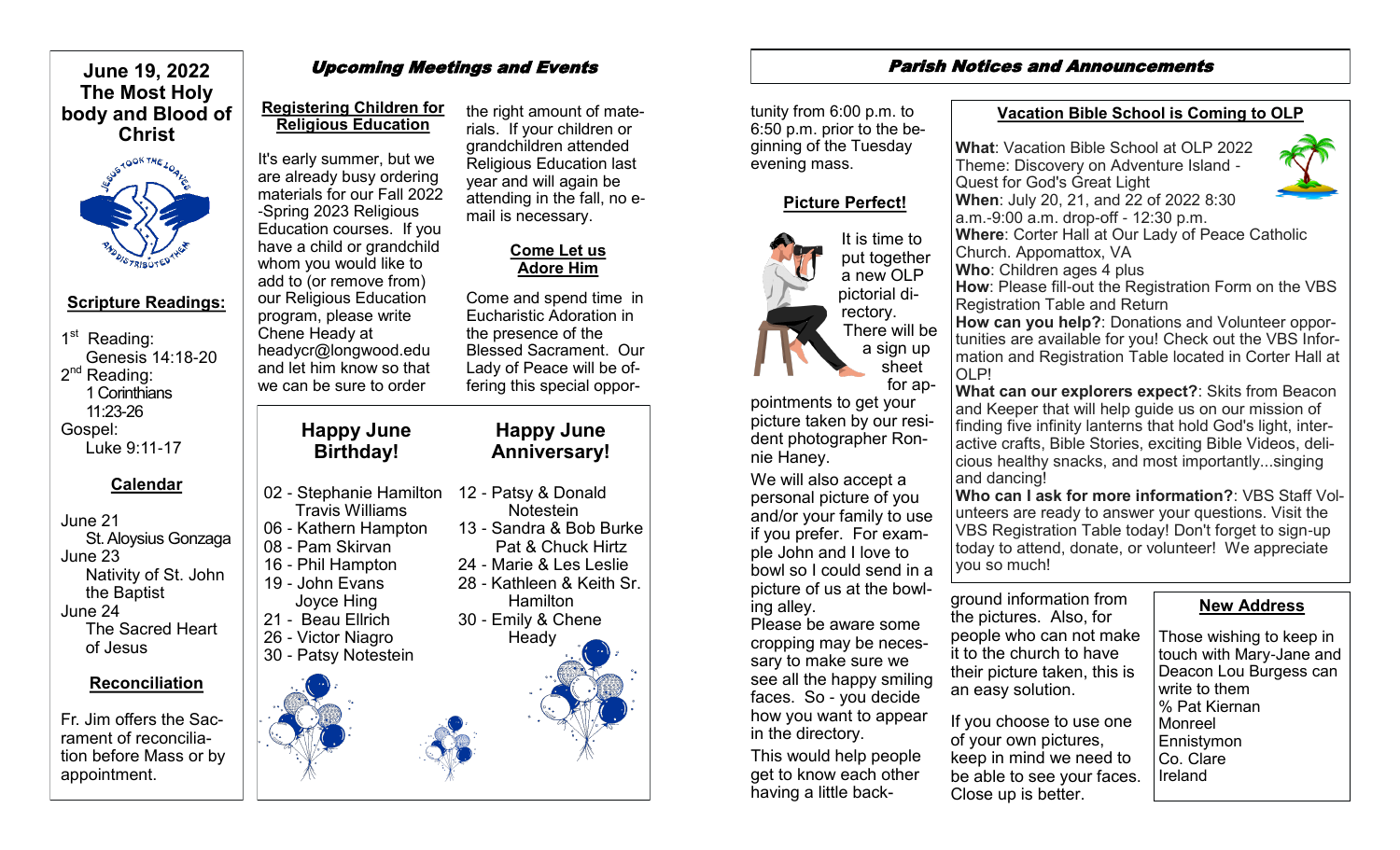**June 19, 2022**
**The Most Holy body and Blood of Christ**

## Scripture Readings:

1st Reading:
Genesis 14:18-20
2nd Reading:
1 Corinthians 11:23-26
Gospel:
Luke 9:11-17

## Calendar

June 21
St. Aloysius Gonzaga
June 23
Nativity of St. John the Baptist
June 24
The Sacred Heart of Jesus

## Reconciliation

Fr. Jim offers the Sacrament of reconciliation before Mass or by appointment.

# Upcoming Meetings and Events

## Registering Children for Religious Education

It's early summer, but we are already busy ordering materials for our Fall 2022 -Spring 2023 Religious Education courses. If you have a child or grandchild whom you would like to add to (or remove from) our Religious Education program, please write Chene Heady at headycr@longwood.edu and let him know so that we can be sure to order the right amount of materials. If your children or grandchildren attended Religious Education last year and will again be attending in the fall, no e-mail is necessary.

## Come Let us Adore Him

Come and spend time in Eucharistic Adoration in the presence of the Blessed Sacrament. Our Lady of Peace will be offering this special opportunity from 6:00 p.m. to 6:50 p.m. prior to the beginning of the Tuesday evening mass.

## Happy June Birthday!

02 - Stephanie Hamilton
Travis Williams
06 - Kathern Hampton
08 - Pam Skirvan
16 - Phil Hampton
19 - John Evans
Joyce Hing
21 - Beau Ellrich
26 - Victor Niagro
30 - Patsy Notestein

## Happy June Anniversary!

12 - Patsy & Donald Notestein
13 - Sandra & Bob Burke
Pat & Chuck Hirtz
24 - Marie & Les Leslie
28 - Kathleen & Keith Sr. Hamilton
30 - Emily & Chene Heady

# Parish Notices and Announcements

## Picture Perfect!

It is time to put together a new OLP pictorial directory. There will be a sign up sheet for appointments to get your picture taken by our resident photographer Ronnie Haney.

We will also accept a personal picture of you and/or your family to use if you prefer. For example John and I love to bowl so I could send in a picture of us at the bowling alley.

Please be aware some cropping may be necessary to make sure we see all the happy smiling faces. So - you decide how you want to appear in the directory.

This would help people get to know each other having a little background information from the pictures. Also, for people who can not make it to the church to have their picture taken, this is an easy solution.

If you choose to use one of your own pictures, keep in mind we need to be able to see your faces. Close up is better.

## Vacation Bible School is Coming to OLP

**What**: Vacation Bible School at OLP 2022
Theme: Discovery on Adventure Island - Quest for God's Great Light
**When**: July 20, 21, and 22 of 2022 8:30 a.m.-9:00 a.m. drop-off - 12:30 p.m.
**Where**: Corter Hall at Our Lady of Peace Catholic Church. Appomattox, VA
**Who**: Children ages 4 plus
**How**: Please fill-out the Registration Form on the VBS Registration Table and Return
**How can you help?**: Donations and Volunteer opportunities are available for you! Check out the VBS Information and Registration Table located in Corter Hall at OLP!
**What can our explorers expect?**: Skits from Beacon and Keeper that will help guide us on our mission of finding five infinity lanterns that hold God's light, interactive crafts, Bible Stories, exciting Bible Videos, delicious healthy snacks, and most importantly...singing and dancing!
**Who can I ask for more information?**: VBS Staff Volunteers are ready to answer your questions. Visit the VBS Registration Table today! Don't forget to sign-up today to attend, donate, or volunteer! We appreciate you so much!

## New Address

Those wishing to keep in touch with Mary-Jane and Deacon Lou Burgess can write to them
% Pat Kiernan
Monreel
Ennistymon
Co. Clare
Ireland